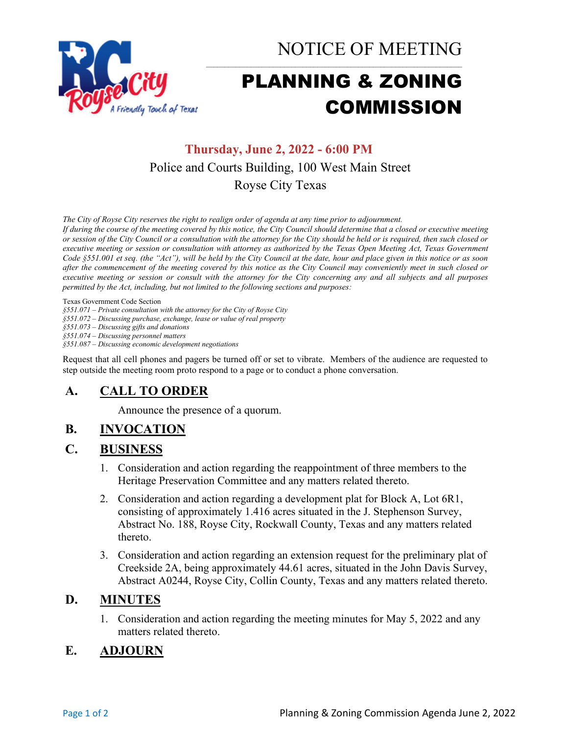# NOTICE OF MEETING

# PLANNING & ZONING COMMISSION

**Thursday, June 2, 2022 - 6:00 PM**

Police and Courts Building, 100 West Main Street

Royse City Texas

*The City of Royse City reserves the right to realign order of agenda at any time prior to adjournment.*

*If during the course of the meeting covered by this notice, the City Council should determine that a closed or executive meeting or session of the City Council or a consultation with the attorney for the City should be held or is required, then such closed or executive meeting or session or consultation with attorney as authorized by the Texas Open Meeting Act, Texas Government Code §551.001 et seq. (the "Act"), will be held by the City Council at the date, hour and place given in this notice or as soon after the commencement of the meeting covered by this notice as the City Council may conveniently meet in such closed or executive meeting or session or consult with the attorney for the City concerning any and all subjects and all purposes permitted by the Act, including, but not limited to the following sections and purposes:*

Texas Government Code Section

*§551.071 – Private consultation with the attorney for the City of Royse City*

*§551.072 – Discussing purchase, exchange, lease or value of real property*

*§551.073 – Discussing gifts and donations*

*§551.074 – Discussing personnel matters*

*§551.087 – Discussing economic development negotiations*

Request that all cell phones and pagers be turned off or set to vibrate. Members of the audience are requested to step outside the meeting room proto respond to a page or to conduct a phone conversation.

## A. CALL TO ORDER

Announce the presence of a quorum.

## B. INVOCATION

## C. BUSINESS

1. Consideration and action regarding the reappointment of three members to the Heritage Preservation Committee and any matters related thereto.
2. Consideration and action regarding a development plat for Block A, Lot 6R1, consisting of approximately 1.416 acres situated in the J. Stephenson Survey, Abstract No. 188, Royse City, Rockwall County, Texas and any matters related thereto.
3. Consideration and action regarding an extension request for the preliminary plat of Creekside 2A, being approximately 44.61 acres, situated in the John Davis Survey, Abstract A0244, Royse City, Collin County, Texas and any matters related thereto.

## D. MINUTES

1. Consideration and action regarding the meeting minutes for May 5, 2022 and any matters related thereto.

## E. ADJOURN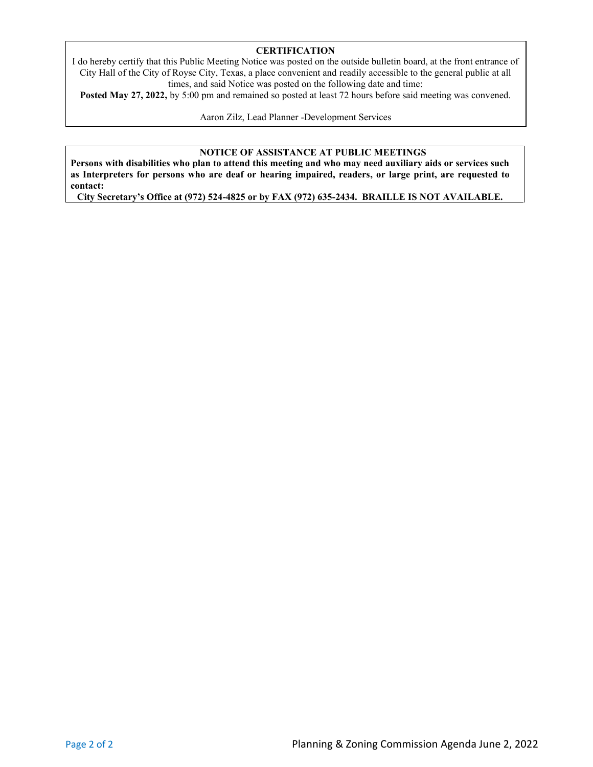**CERTIFICATION**

I do hereby certify that this Public Meeting Notice was posted on the outside bulletin board, at the front entrance of City Hall of the City of Royse City, Texas, a place convenient and readily accessible to the general public at all times, and said Notice was posted on the following date and time:

**Posted May 27, 2022,** by 5:00 pm and remained so posted at least 72 hours before said meeting was convened.

Aaron Zilz, Lead Planner -Development Services

**NOTICE OF ASSISTANCE AT PUBLIC MEETINGS**

**Persons with disabilities who plan to attend this meeting and who may need auxiliary aids or services such as Interpreters for persons who are deaf or hearing impaired, readers, or large print, are requested to contact:**

**City Secretary's Office at (972) 524-4825 or by FAX (972) 635-2434. BRAILLE IS NOT AVAILABLE.**